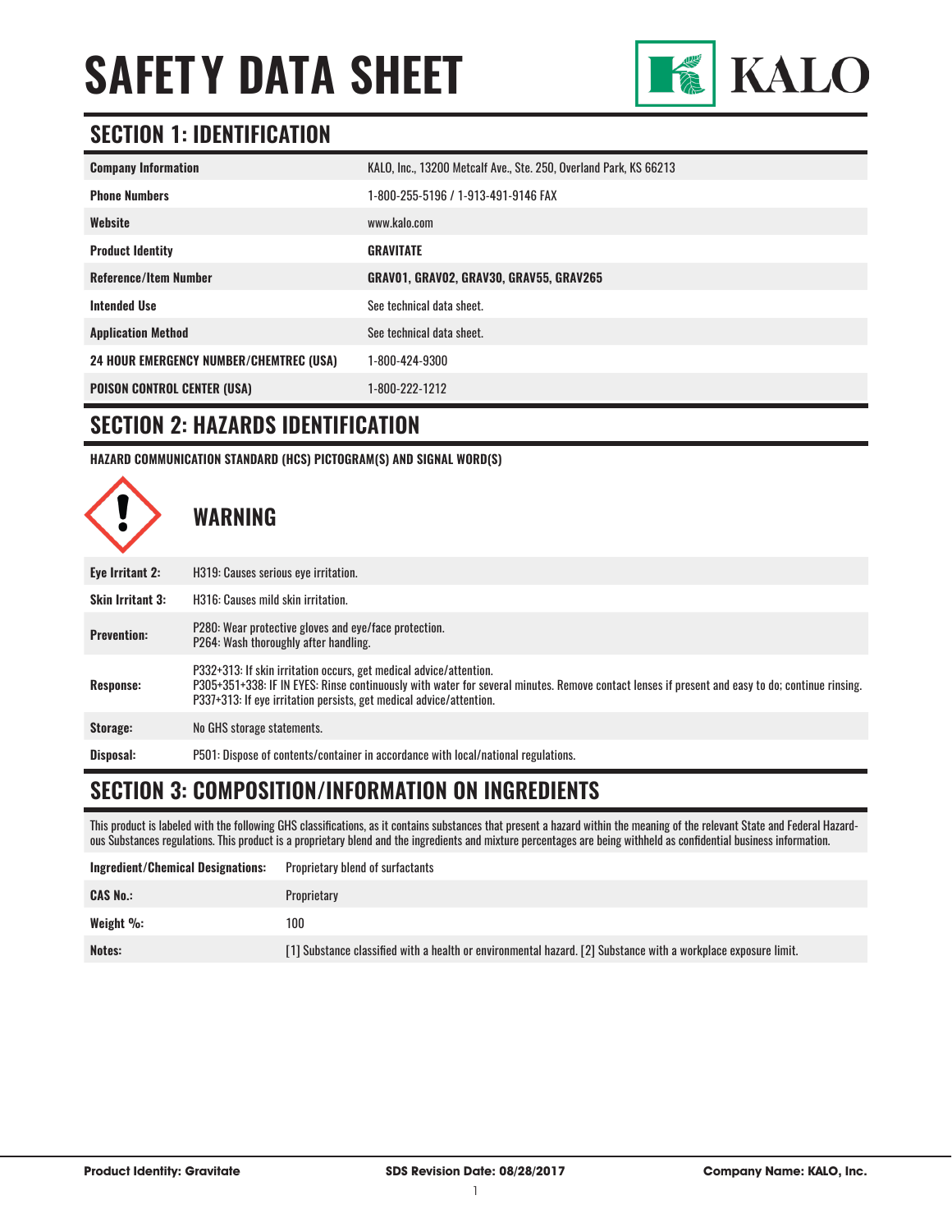# SAFETY DATA SHEET

KALO

## SECTION 1: IDENTIFICATION

| | |
|---|---|
| **Company Information** | KALO, Inc., 13200 Metcalf Ave., Ste. 250, Overland Park, KS 66213 |
| **Phone Numbers** | 1-800-255-5196 / 1-913-491-9146 FAX |
| **Website** | www.kalo.com |
| **Product Identity** | **GRAVITATE** |
| **Reference/Item Number** | **GRAV01, GRAV02, GRAV30, GRAV55, GRAV265** |
| **Intended Use** | See technical data sheet. |
| **Application Method** | See technical data sheet. |
| **24 HOUR EMERGENCY NUMBER/CHEMTREC (USA)** | 1-800-424-9300 |
| **POISON CONTROL CENTER (USA)** | 1-800-222-1212 |

## SECTION 2: HAZARDS IDENTIFICATION

**HAZARD COMMUNICATION STANDARD (HCS) PICTOGRAM(S) AND SIGNAL WORD(S)**

### WARNING

| | |
|---|---|
| **Eye Irritant 2:** | H319: Causes serious eye irritation. |
| **Skin Irritant 3:** | H316: Causes mild skin irritation. |
| **Prevention:** | P280: Wear protective gloves and eye/face protection.<br>P264: Wash thoroughly after handling. |
| **Response:** | P332+313: If skin irritation occurs, get medical advice/attention.<br>P305+351+338: IF IN EYES: Rinse continuously with water for several minutes. Remove contact lenses if present and easy to do; continue rinsing.<br>P337+313: If eye irritation persists, get medical advice/attention. |
| **Storage:** | No GHS storage statements. |
| **Disposal:** | P501: Dispose of contents/container in accordance with local/national regulations. |

## SECTION 3: COMPOSITION/INFORMATION ON INGREDIENTS

This product is labeled with the following GHS classifications, as it contains substances that present a hazard within the meaning of the relevant State and Federal Hazardous Substances regulations. This product is a proprietary blend and the ingredients and mixture percentages are being withheld as confidential business information.

| | |
|---|---|
| **Ingredient/Chemical Designations:** | Proprietary blend of surfactants |
| **CAS No.:** | Proprietary |
| **Weight %:** | 100 |
| **Notes:** | [1] Substance classified with a health or environmental hazard. [2] Substance with a workplace exposure limit. |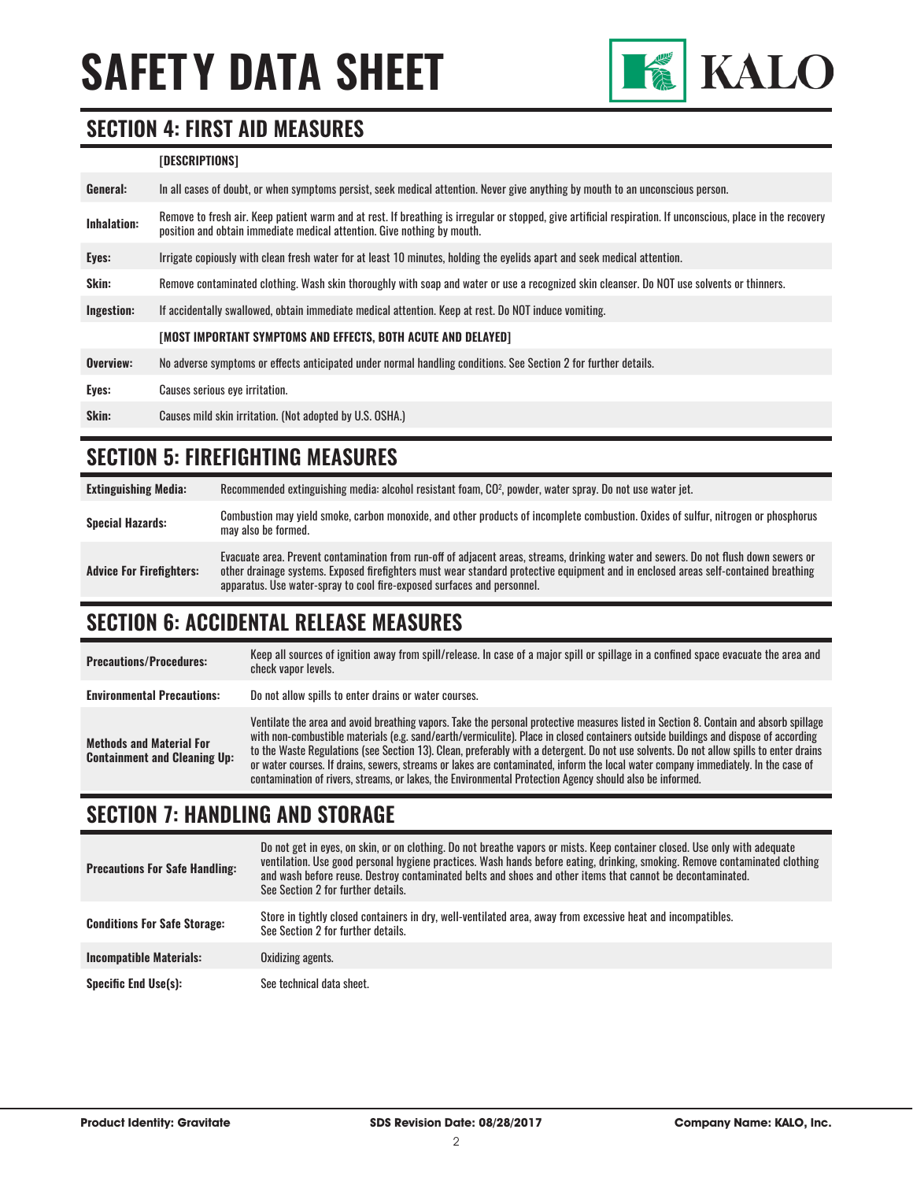# SAFETY DATA SHEET

## SECTION 4: FIRST AID MEASURES

| | [DESCRIPTIONS] |
|---|---|
| **General:** | In all cases of doubt, or when symptoms persist, seek medical attention. Never give anything by mouth to an unconscious person. |
| **Inhalation:** | Remove to fresh air. Keep patient warm and at rest. If breathing is irregular or stopped, give artificial respiration. If unconscious, place in the recovery position and obtain immediate medical attention. Give nothing by mouth. |
| **Eyes:** | Irrigate copiously with clean fresh water for at least 10 minutes, holding the eyelids apart and seek medical attention. |
| **Skin:** | Remove contaminated clothing. Wash skin thoroughly with soap and water or use a recognized skin cleanser. Do NOT use solvents or thinners. |
| **Ingestion:** | If accidentally swallowed, obtain immediate medical attention. Keep at rest. Do NOT induce vomiting. |
| | **[MOST IMPORTANT SYMPTOMS AND EFFECTS, BOTH ACUTE AND DELAYED]** |
| **Overview:** | No adverse symptoms or effects anticipated under normal handling conditions. See Section 2 for further details. |
| **Eyes:** | Causes serious eye irritation. |
| **Skin:** | Causes mild skin irritation. (Not adopted by U.S. OSHA.) |

## SECTION 5: FIREFIGHTING MEASURES

| | |
|---|---|
| **Extinguishing Media:** | Recommended extinguishing media: alcohol resistant foam, $CO^2$, powder, water spray. Do not use water jet. |
| **Special Hazards:** | Combustion may yield smoke, carbon monoxide, and other products of incomplete combustion. Oxides of sulfur, nitrogen or phosphorus may also be formed. |
| **Advice For Firefighters:** | Evacuate area. Prevent contamination from run-off of adjacent areas, streams, drinking water and sewers. Do not flush down sewers or other drainage systems. Exposed firefighters must wear standard protective equipment and in enclosed areas self-contained breathing apparatus. Use water-spray to cool fire-exposed surfaces and personnel. |

## SECTION 6: ACCIDENTAL RELEASE MEASURES

| | |
|---|---|
| **Precautions/Procedures:** | Keep all sources of ignition away from spill/release. In case of a major spill or spillage in a confined space evacuate the area and check vapor levels. |
| **Environmental Precautions:** | Do not allow spills to enter drains or water courses. |
| **Methods and Material For Containment and Cleaning Up:** | Ventilate the area and avoid breathing vapors. Take the personal protective measures listed in Section 8. Contain and absorb spillage with non-combustible materials (e.g. sand/earth/vermiculite). Place in closed containers outside buildings and dispose of according to the Waste Regulations (see Section 13). Clean, preferably with a detergent. Do not use solvents. Do not allow spills to enter drains or water courses. If drains, sewers, streams or lakes are contaminated, inform the local water company immediately. In the case of contamination of rivers, streams, or lakes, the Environmental Protection Agency should also be informed. |

## SECTION 7: HANDLING AND STORAGE

| | |
|---|---|
| **Precautions For Safe Handling:** | Do not get in eyes, on skin, or on clothing. Do not breathe vapors or mists. Keep container closed. Use only with adequate ventilation. Use good personal hygiene practices. Wash hands before eating, drinking, smoking. Remove contaminated clothing and wash before reuse. Destroy contaminated belts and shoes and other items that cannot be decontaminated. See Section 2 for further details. |
| **Conditions For Safe Storage:** | Store in tightly closed containers in dry, well-ventilated area, away from excessive heat and incompatibles. See Section 2 for further details. |
| **Incompatible Materials:** | Oxidizing agents. |
| **Specific End Use(s):** | See technical data sheet. |

**Product Identity: Gravitate** **SDS Revision Date: 08/28/2017** **Company Name: KALO, Inc.**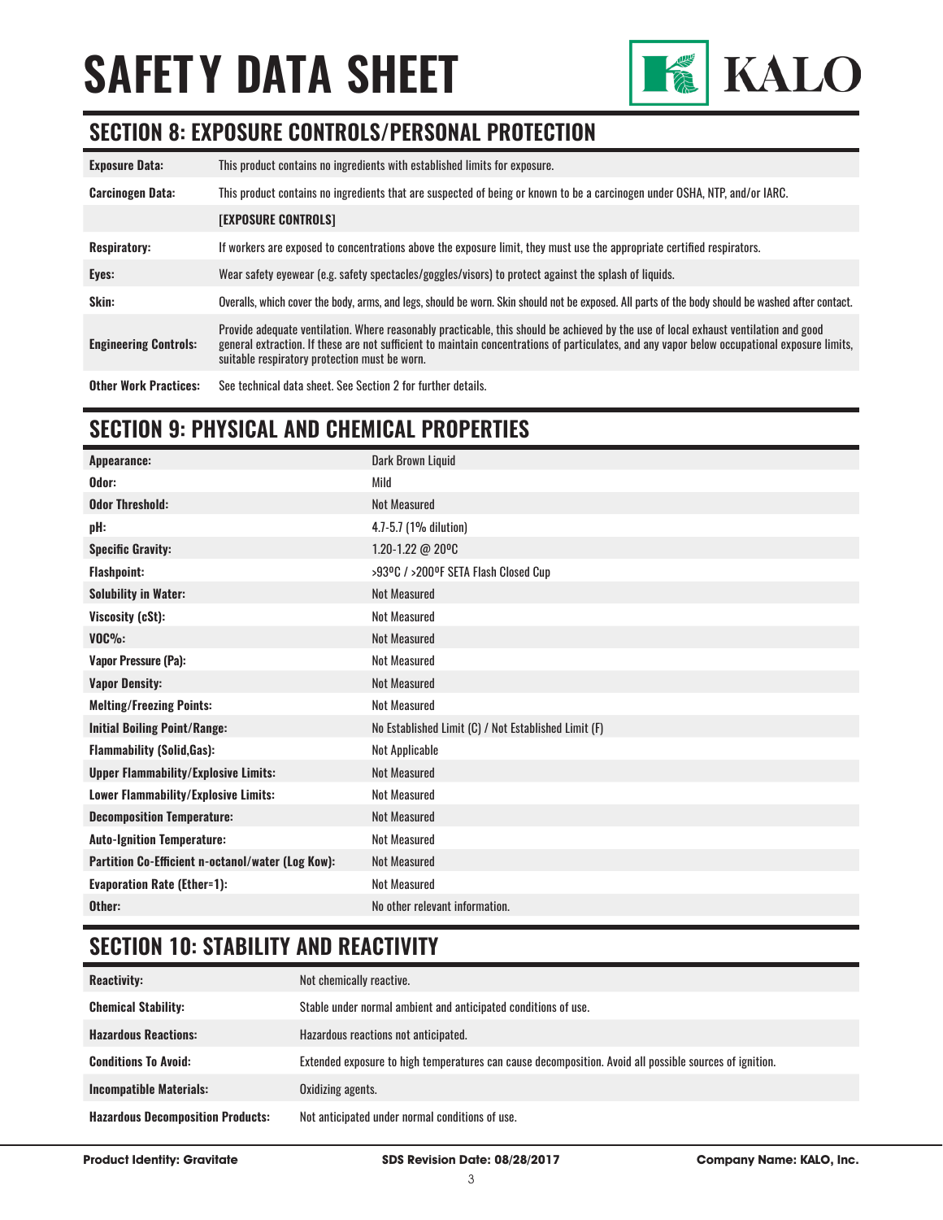# SAFETY DATA SHEET

## SECTION 8: EXPOSURE CONTROLS/PERSONAL PROTECTION

| | |
|---|---|
| **Exposure Data:** | This product contains no ingredients with established limits for exposure. |
| **Carcinogen Data:** | This product contains no ingredients that are suspected of being or known to be a carcinogen under OSHA, NTP, and/or IARC. |
| | **[EXPOSURE CONTROLS]** |
| **Respiratory:** | If workers are exposed to concentrations above the exposure limit, they must use the appropriate certified respirators. |
| **Eyes:** | Wear safety eyewear (e.g. safety spectacles/goggles/visors) to protect against the splash of liquids. |
| **Skin:** | Overalls, which cover the body, arms, and legs, should be worn. Skin should not be exposed. All parts of the body should be washed after contact. |
| **Engineering Controls:** | Provide adequate ventilation. Where reasonably practicable, this should be achieved by the use of local exhaust ventilation and good general extraction. If these are not sufficient to maintain concentrations of particulates, and any vapor below occupational exposure limits, suitable respiratory protection must be worn. |
| **Other Work Practices:** | See technical data sheet. See Section 2 for further details. |

## SECTION 9: PHYSICAL AND CHEMICAL PROPERTIES

| | |
|---|---|
| **Appearance:** | Dark Brown Liquid |
| **Odor:** | Mild |
| **Odor Threshold:** | Not Measured |
| **pH:** | 4.7-5.7 (1% dilution) |
| **Specific Gravity:** | 1.20-1.22 @ 20ºC |
| **Flashpoint:** | >93ºC / >200ºF SETA Flash Closed Cup |
| **Solubility in Water:** | Not Measured |
| **Viscosity (cSt):** | Not Measured |
| **VOC%:** | Not Measured |
| **Vapor Pressure (Pa):** | Not Measured |
| **Vapor Density:** | Not Measured |
| **Melting/Freezing Points:** | Not Measured |
| **Initial Boiling Point/Range:** | No Established Limit (C) / Not Established Limit (F) |
| **Flammability (Solid,Gas):** | Not Applicable |
| **Upper Flammability/Explosive Limits:** | Not Measured |
| **Lower Flammability/Explosive Limits:** | Not Measured |
| **Decomposition Temperature:** | Not Measured |
| **Auto-Ignition Temperature:** | Not Measured |
| **Partition Co-Efficient n-octanol/water (Log Kow):** | Not Measured |
| **Evaporation Rate (Ether=1):** | Not Measured |
| **Other:** | No other relevant information. |

## SECTION 10: STABILITY AND REACTIVITY

| | |
|---|---|
| **Reactivity:** | Not chemically reactive. |
| **Chemical Stability:** | Stable under normal ambient and anticipated conditions of use. |
| **Hazardous Reactions:** | Hazardous reactions not anticipated. |
| **Conditions To Avoid:** | Extended exposure to high temperatures can cause decomposition. Avoid all possible sources of ignition. |
| **Incompatible Materials:** | Oxidizing agents. |
| **Hazardous Decomposition Products:** | Not anticipated under normal conditions of use. |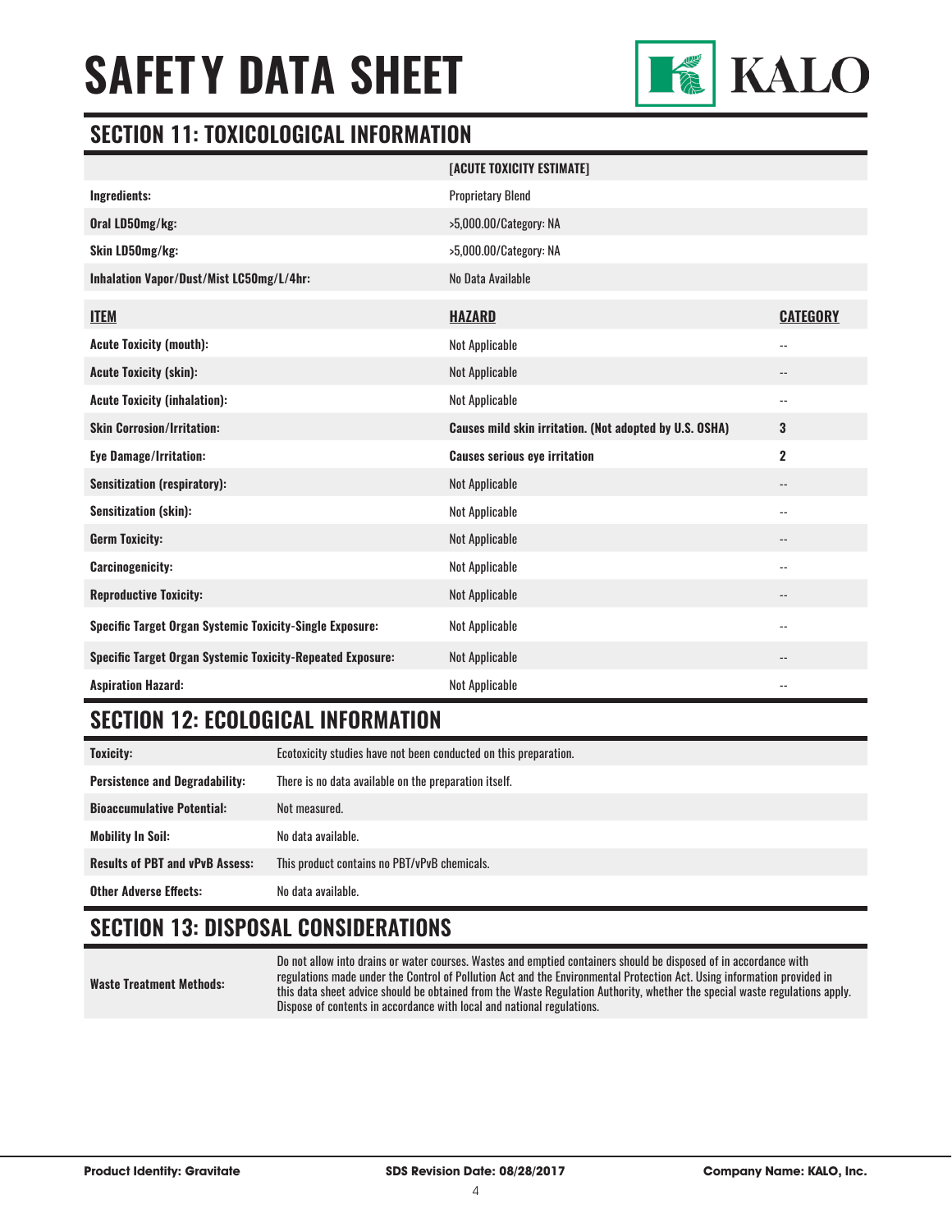# SAFETY DATA SHEET

## SECTION 11: TOXICOLOGICAL INFORMATION

| | [ACUTE TOXICITY ESTIMATE] |
|---|---|
| **Ingredients:** | Proprietary Blend |
| **Oral LD50mg/kg:** | >5,000.00/Category: NA |
| **Skin LD50mg/kg:** | >5,000.00/Category: NA |
| **Inhalation Vapor/Dust/Mist LC50mg/L/4hr:** | No Data Available |

| **ITEM** | **HAZARD** | **CATEGORY** |
|---|---|---|
| **Acute Toxicity (mouth):** | Not Applicable | -- |
| **Acute Toxicity (skin):** | Not Applicable | -- |
| **Acute Toxicity (inhalation):** | Not Applicable | -- |
| **Skin Corrosion/Irritation:** | **Causes mild skin irritation. (Not adopted by U.S. OSHA)** | **3** |
| **Eye Damage/Irritation:** | **Causes serious eye irritation** | **2** |
| **Sensitization (respiratory):** | Not Applicable | -- |
| **Sensitization (skin):** | Not Applicable | -- |
| **Germ Toxicity:** | Not Applicable | -- |
| **Carcinogenicity:** | Not Applicable | -- |
| **Reproductive Toxicity:** | Not Applicable | -- |
| **Specific Target Organ Systemic Toxicity-Single Exposure:** | Not Applicable | -- |
| **Specific Target Organ Systemic Toxicity-Repeated Exposure:** | Not Applicable | -- |
| **Aspiration Hazard:** | Not Applicable | -- |

## SECTION 12: ECOLOGICAL INFORMATION

| | |
|---|---|
| **Toxicity:** | Ecotoxicity studies have not been conducted on this preparation. |
| **Persistence and Degradability:** | There is no data available on the preparation itself. |
| **Bioaccumulative Potential:** | Not measured. |
| **Mobility In Soil:** | No data available. |
| **Results of PBT and vPvB Assess:** | This product contains no PBT/vPvB chemicals. |
| **Other Adverse Effects:** | No data available. |

## SECTION 13: DISPOSAL CONSIDERATIONS

| | |
|---|---|
| **Waste Treatment Methods:** | Do not allow into drains or water courses. Wastes and emptied containers should be disposed of in accordance with regulations made under the Control of Pollution Act and the Environmental Protection Act. Using information provided in this data sheet advice should be obtained from the Waste Regulation Authority, whether the special waste regulations apply. Dispose of contents in accordance with local and national regulations. |

**Product Identity: Gravitate** | **SDS Revision Date: 08/28/2017** | **Company Name: KALO, Inc.**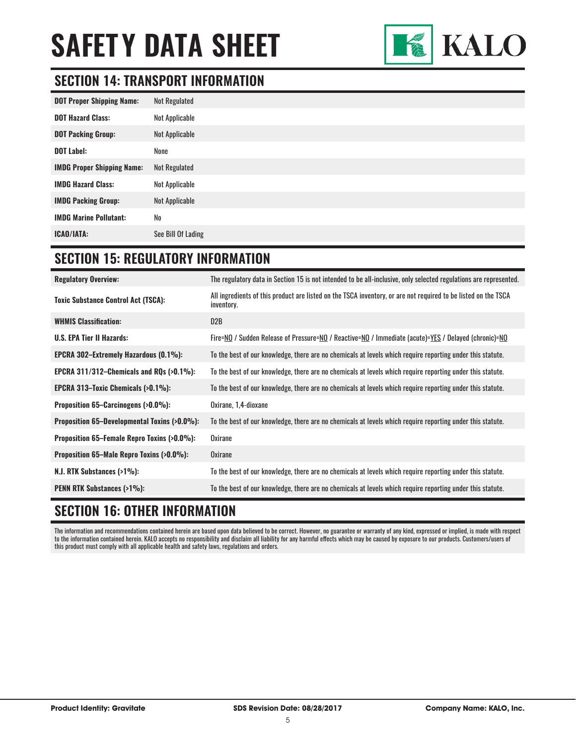# SAFETY DATA SHEET

## SECTION 14: TRANSPORT INFORMATION

| | |
|---|---|
| **DOT Proper Shipping Name:** | Not Regulated |
| **DOT Hazard Class:** | Not Applicable |
| **DOT Packing Group:** | Not Applicable |
| **DOT Label:** | None |
| **IMDG Proper Shipping Name:** | Not Regulated |
| **IMDG Hazard Class:** | Not Applicable |
| **IMDG Packing Group:** | Not Applicable |
| **IMDG Marine Pollutant:** | No |
| **ICAO/IATA:** | See Bill Of Lading |

## SECTION 15: REGULATORY INFORMATION

| | |
|---|---|
| **Regulatory Overview:** | The regulatory data in Section 15 is not intended to be all-inclusive, only selected regulations are represented. |
| **Toxic Substance Control Act (TSCA):** | All ingredients of this product are listed on the TSCA inventory, or are not required to be listed on the TSCA inventory. |
| **WHMIS Classification:** | D2B |
| **U.S. EPA Tier II Hazards:** | Fire=NO / Sudden Release of Pressure=NO / Reactive=NO / Immediate (acute)=YES / Delayed (chronic)=NO |
| **EPCRA 302–Extremely Hazardous (0.1%):** | To the best of our knowledge, there are no chemicals at levels which require reporting under this statute. |
| **EPCRA 311/312–Chemicals and RQs (>0.1%):** | To the best of our knowledge, there are no chemicals at levels which require reporting under this statute. |
| **EPCRA 313–Toxic Chemicals (>0.1%):** | To the best of our knowledge, there are no chemicals at levels which require reporting under this statute. |
| **Proposition 65–Carcinogens (>0.0%):** | Oxirane, 1,4-dioxane |
| **Proposition 65–Developmental Toxins (>0.0%):** | To the best of our knowledge, there are no chemicals at levels which require reporting under this statute. |
| **Proposition 65–Female Repro Toxins (>0.0%):** | Oxirane |
| **Proposition 65–Male Repro Toxins (>0.0%):** | Oxirane |
| **N.J. RTK Substances (>1%):** | To the best of our knowledge, there are no chemicals at levels which require reporting under this statute. |
| **PENN RTK Substances (>1%):** | To the best of our knowledge, there are no chemicals at levels which require reporting under this statute. |

## SECTION 16: OTHER INFORMATION

The information and recommendations contained herein are based upon data believed to be correct. However, no guarantee or warranty of any kind, expressed or implied, is made with respect to the information contained herein. KALO accepts no responsibility and disclaim all liability for any harmful effects which may be caused by exposure to our products. Customers/users of this product must comply with all applicable health and safety laws, regulations and orders.